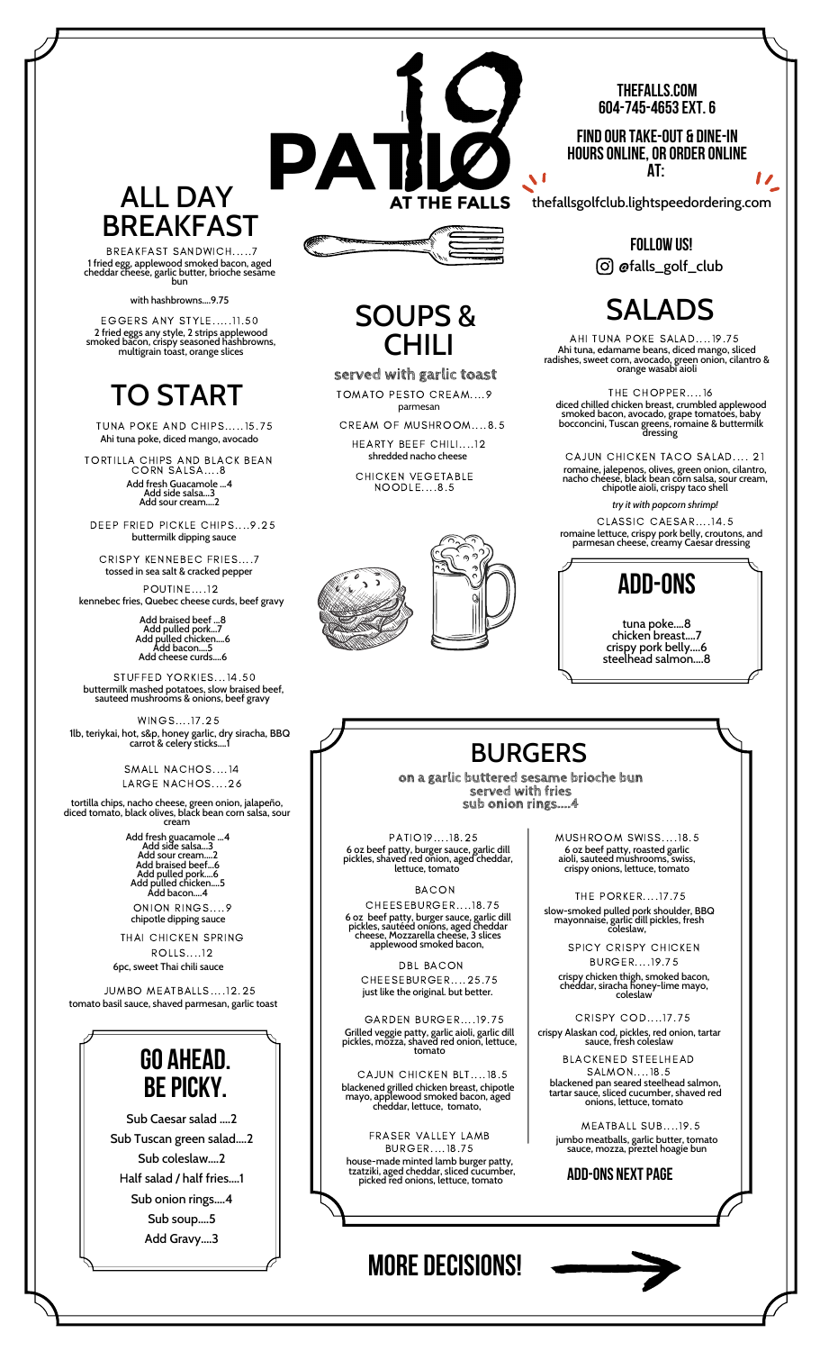# PATIO 19 AT THE FALLS

**THEFALLS.COM**
**604-745-4653 EXT. 6**

**FIND OUR TAKE-OUT & DINE-IN HOURS ONLINE, OR ORDER ONLINE AT:**

thefallsgolfclub.lightspeedordering.com

**FOLLOW US!**
@falls_golf_club

## ALL DAY BREAKFAST

BREAKFAST SANDWICH.....7
1 fried egg, applewood smoked bacon, aged cheddar cheese, garlic butter, brioche sesame bun

with hashbrowns....9.75

EGGERS ANY STYLE.....11.50
2 fried eggs any style, 2 strips applewood smoked bacon, crispy seasoned hashbrowns, multigrain toast, orange slices

## TO START

TUNA POKE AND CHIPS.....15.75
Ahi tuna poke, diced mango, avocado

TORTILLA CHIPS AND BLACK BEAN CORN SALSA....8
Add fresh Guacamole ...4
Add side salsa...3
Add sour cream....2

DEEP FRIED PICKLE CHIPS....9.25
buttermilk dipping sauce

CRISPY KENNEBEC FRIES....7
tossed in sea salt & cracked pepper

POUTINE....12
kennebec fries, Quebec cheese curds, beef gravy

Add braised beef ...8
Add pulled pork...7
Add pulled chicken....6
Add bacon....5
Add cheese curds....6

STUFFED YORKIES...14.50
buttermilk mashed potatoes, slow braised beef, sauteed mushrooms & onions, beef gravy

WINGS....17.25
1lb, teriyaki, hot, s&p, honey garlic, dry siracha, BBQ carrot & celery sticks....1

SMALL NACHOS....14
LARGE NACHOS....26

tortilla chips, nacho cheese, green onion, jalapeño, diced tomato, black olives, black bean corn salsa, sour cream

Add fresh guacamole ...4
Add side salsa...3
Add sour cream....2
Add braised beef...6
Add pulled pork....6
Add pulled chicken....5
Add bacon....4

ONION RINGS....9
chipotle dipping sauce

THAI CHICKEN SPRING ROLLS....12
6pc, sweet Thai chili sauce

JUMBO MEATBALLS....12.25
tomato basil sauce, shaved parmesan, garlic toast

## GO AHEAD. BE PICKY.

Sub Caesar salad ....2
Sub Tuscan green salad....2
Sub coleslaw....2
Half salad / half fries....1
Sub onion rings....4
Sub soup....5
Add Gravy....3

## SOUPS & CHILI

**served with garlic toast**

TOMATO PESTO CREAM....9
parmesan

CREAM OF MUSHROOM....8.5

HEARTY BEEF CHILI....12
shredded nacho cheese

CHICKEN VEGETABLE NOODLE....8.5

## SALADS

AHI TUNA POKE SALAD....19.75
Ahi tuna, edamame beans, diced mango, sliced radishes, sweet corn, avocado, green onion, cilantro & orange wasabi aioli

THE CHOPPER....16
diced chilled chicken breast, crumbled applewood smoked bacon, avocado, grape tomatoes, baby bocconcini, Tuscan greens, romaine & buttermilk dressing

CAJUN CHICKEN TACO SALAD.... 21
romaine, jalepenos, olives, green onion, cilantro, nacho cheese, black bean corn salsa, sour cream, chipotle aioli, crispy taco shell

*try it with popcorn shrimp!*

CLASSIC CAESAR....14.5
romaine lettuce, crispy pork belly, croutons, and parmesan cheese, creamy Caesar dressing

## ADD-ONS

tuna poke....8
chicken breast....7
crispy pork belly....6
steelhead salmon....8

## BURGERS

**on a garlic buttered sesame brioche bun**
**served with fries**
**sub onion rings....4**

PATIO19....18.25
6 oz beef patty, burger sauce, garlic dill pickles, shaved red onion, aged cheddar, lettuce, tomato

BACON CHEESEBURGER....18.75
6 oz beef patty, burger sauce, garlic dill pickles, sautéed onions, aged cheddar cheese, Mozzarella cheese, 3 slices applewood smoked bacon,

DBL BACON CHEESEBURGER....25.75
just like the original. but better.

GARDEN BURGER....19.75
Grilled veggie patty, garlic aioli, garlic dill pickles, mozza, shaved red onion, lettuce, tomato

CAJUN CHICKEN BLT....18.5
blackened grilled chicken breast, chipotle mayo, applewood smoked bacon, aged cheddar, lettuce, tomato,

FRASER VALLEY LAMB BURGER....18.75
house-made minted lamb burger patty, tzatziki, aged cheddar, sliced cucumber, picked red onions, lettuce, tomato

MUSHROOM SWISS....18.5
6 oz beef patty, roasted garlic aioli, sauteed mushrooms, swiss, crispy onions, lettuce, tomato

THE PORKER....17.75
slow-smoked pulled pork shoulder, BBQ mayonnaise, garlic dill pickles, fresh coleslaw,

SPICY CRISPY CHICKEN BURGER....19.75
crispy chicken thigh, smoked bacon, cheddar, siracha honey-lime mayo, coleslaw

CRISPY COD....17.75
crispy Alaskan cod, pickles, red onion, tartar sauce, fresh coleslaw

BLACKENED STEELHEAD SALMON....18.5
blackened pan seared steelhead salmon, tartar sauce, sliced cucumber, shaved red onions, lettuce, tomato

MEATBALL SUB....19.5
jumbo meatballs, garlic butter, tomato sauce, mozza, preztel hoagie bun

**ADD-ONS NEXT PAGE**

## MORE DECISIONS!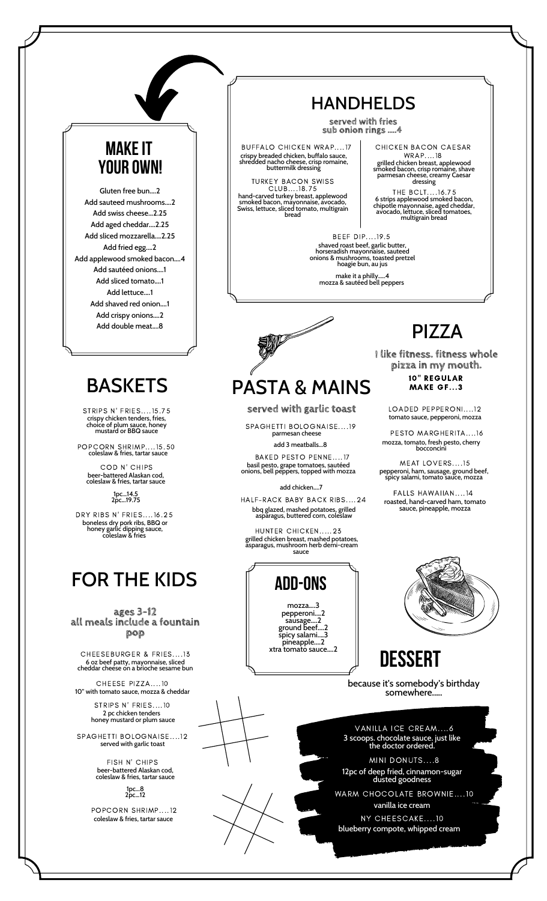# MAKE IT YOUR OWN!

Gluten free bun....2
Add sauteed mushrooms....2
Add swiss cheese...2.25
Add aged cheddar....2.25
Add sliced mozzarella....2.25
Add fried egg....2
Add applewood smoked bacon....4
Add sautéed onions....1
Add sliced tomato....1
Add lettuce....1
Add shaved red onion....1
Add crispy onions....2
Add double meat....8

# HANDHELDS

**served with fries**
**sub onion rings ....4**

BUFFALO CHICKEN WRAP....17
crispy breaded chicken, buffalo sauce, shredded nacho cheese, crisp romaine, buttermilk dressing

TURKEY BACON SWISS CLUB....18.75
hand-carved turkey breast, applewood smoked bacon, mayonnaise, avocado, Swiss, lettuce, sliced tomato, multigrain bread

CHICKEN BACON CAESAR WRAP....18
grilled chicken breast, applewood smoked bacon, crisp romaine, shave parmesan cheese, creamy Caesar dressing

THE BCLT....16.75
6 strips applewood smoked bacon, chipotle mayonnaise, aged cheddar, avocado, lettuce, sliced tomatoes, multigrain bread

BEEF DIP....19.5
shaved roast beef, garlic butter, horseradish mayonnaise, sauteed onions & mushrooms, toasted pretzel hoagie bun, au jus

make it a philly.....4
mozza & sautéed bell peppers

# BASKETS

STRIPS N' FRIES....15.75
crispy chicken tenders, fries, choice of plum sauce, honey mustard or BBQ sauce

POPCORN SHRIMP....15.50
coleslaw & fries, tartar sauce

COD N' CHIPS
beer-battered Alaskan cod, coleslaw & fries, tartar sauce

1pc...14.5
2pc...19.75

DRY RIBS N' FRIES....16.25
boneless dry pork ribs, BBQ or honey garlic dipping sauce, coleslaw & fries

# PASTA & MAINS

**served with garlic toast**

SPAGHETTI BOLOGNAISE....19
parmesan cheese

add 3 meatballs...8

BAKED PESTO PENNE....17
basil pesto, grape tomatoes, sautéed onions, bell peppers, topped with mozza

add chicken....7

HALF-RACK BABY BACK RIBS....24
bbq glazed, mashed potatoes, grilled asparagus, buttered corn, coleslaw

HUNTER CHICKEN.....23
grilled chicken breast, mashed potatoes, asparagus, mushroom herb demi-cream sauce

# PIZZA

**I like fitness. fitness whole pizza in my mouth.**

**10" REGULAR**
**MAKE GF...3**

LOADED PEPPERONI....12
tomato sauce, pepperoni, mozza

PESTO MARGHERITA....16
mozza, tomato, fresh pesto, cherry bocconcini

MEAT LOVERS....15
pepperoni, ham, sausage, ground beef, spicy salami, tomato sauce, mozza

FALLS HAWAIIAN....14
roasted, hand-carved ham, tomato sauce, pineapple, mozza

# ADD-ONS

mozza....3
pepperoni...2
sausage....2
ground beef....2
spicy salami....3
pineapple....2
xtra tomato sauce....2

# FOR THE KIDS

**ages 3-12**
**all meals include a fountain pop**

CHEESEBURGER & FRIES....13
6 oz beef patty, mayonnaise, sliced cheddar cheese on a brioche sesame bun

CHEESE PIZZA....10
10" with tomato sauce, mozza & cheddar

STRIPS N' FRIES....10
2 pc chicken tenders
honey mustard or plum sauce

SPAGHETTI BOLOGNAISE....12
served with garlic toast

FISH N' CHIPS
beer-battered Alaskan cod, coleslaw & fries, tartar sauce

1pc...8
2pc...12

POPCORN SHRIMP....12
coleslaw & fries, tartar sauce

# DESSERT

because it's somebody's birthday somewhere.....

VANILLA ICE CREAM....6
3 scoops. chocolate sauce. just like the doctor ordered.

MINI DONUTS....8
12pc of deep fried, cinnamon-sugar dusted goodness

WARM CHOCOLATE BROWNIE....10
vanilla ice cream

NY CHEESCAKE....10
blueberry compote, whipped cream